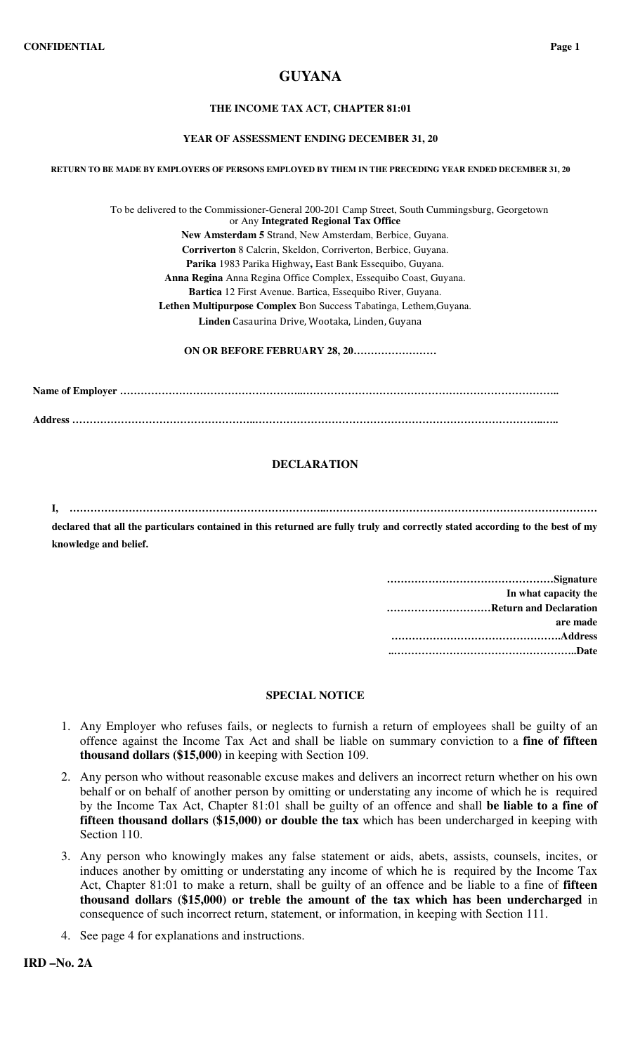CONFIDENTIAL

# GUYANA

**THE INCOME TAX ACT, CHAPTER 81:01**

**YEAR OF ASSESSMENT ENDING DECEMBER 31, 20**

**RETURN TO BE MADE BY EMPLOYERS OF PERSONS EMPLOYED BY THEM IN THE PRECEDING YEAR ENDED DECEMBER 31, 20**

To be delivered to the Commissioner-General 200-201 Camp Street, South Cummingsburg, Georgetown
or Any **Integrated Regional Tax Office**
**New Amsterdam 5** Strand, New Amsterdam, Berbice, Guyana.
**Corriverton** 8 Calcrin, Skeldon, Corriverton, Berbice, Guyana.
**Parika** 1983 Parika Highway**,** East Bank Essequibo, Guyana.
**Anna Regina** Anna Regina Office Complex, Essequibo Coast, Guyana.
**Bartica** 12 First Avenue. Bartica, Essequibo River, Guyana.
**Lethen Multipurpose Complex** Bon Success Tabatinga, Lethem,Guyana.
**Linden** Casaurina Drive, Wootaka, Linden, Guyana

**ON OR BEFORE FEBRUARY 28, 20……………………**

**Name of Employer ……………………………………………..……………………………………………………………..**

**Address ……………………………………………..………………………………………………………………..…..**

## DECLARATION

**I, ………………………………………………………………..……………………………………………………………**
**declared that all the particulars contained in this returned are fully truly and correctly stated according to the best of my knowledge and belief.**

**…………………………………………Signature**
**In what capacity the**
**…………………………Return and Declaration**
**are made**
**…………………………………………..Address**
**..……………………………………………..Date**

## SPECIAL NOTICE

1. Any Employer who refuses fails, or neglects to furnish a return of employees shall be guilty of an offence against the Income Tax Act and shall be liable on summary conviction to a **fine of fifteen thousand dollars ($15,000)** in keeping with Section 109.
2. Any person who without reasonable excuse makes and delivers an incorrect return whether on his own behalf or on behalf of another person by omitting or understating any income of which he is required by the Income Tax Act, Chapter 81:01 shall be guilty of an offence and shall **be liable to a fine of fifteen thousand dollars ($15,000) or double the tax** which has been undercharged in keeping with Section 110.
3. Any person who knowingly makes any false statement or aids, abets, assists, counsels, incites, or induces another by omitting or understating any income of which he is required by the Income Tax Act, Chapter 81:01 to make a return, shall be guilty of an offence and be liable to a fine of **fifteen thousand dollars ($15,000) or treble the amount of the tax which has been undercharged** in consequence of such incorrect return, statement, or information, in keeping with Section 111.
4. See page 4 for explanations and instructions.

**IRD –No. 2A**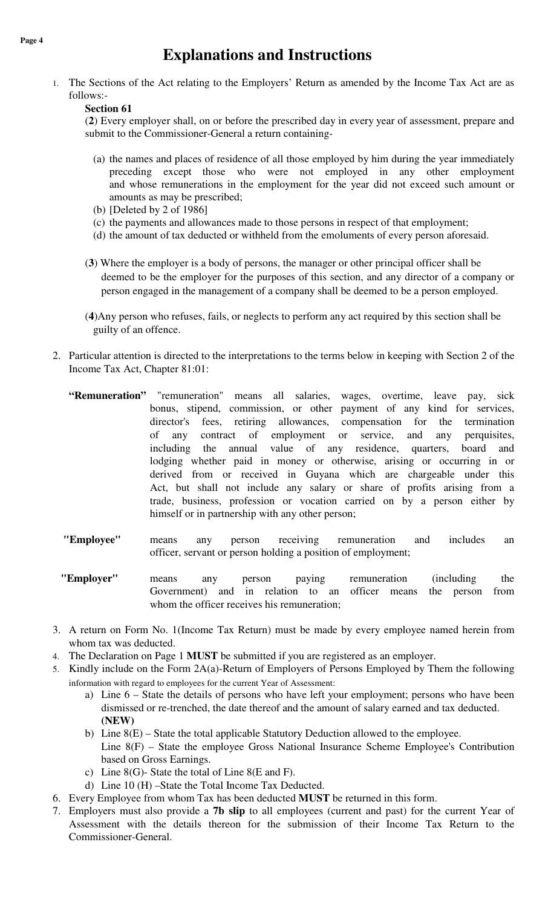# Explanations and Instructions

1. The Sections of the Act relating to the Employers' Return as amended by the Income Tax Act are as follows:-

   **Section 61**

   (**2**) Every employer shall, on or before the prescribed day in every year of assessment, prepare and submit to the Commissioner-General a return containing-

   (a) the names and places of residence of all those employed by him during the year immediately preceding except those who were not employed in any other employment and whose remunerations in the employment for the year did not exceed such amount or amounts as may be prescribed;
   (b) [Deleted by 2 of 1986]
   (c) the payments and allowances made to those persons in respect of that employment;
   (d) the amount of tax deducted or withheld from the emoluments of every person aforesaid.

   (**3**) Where the employer is a body of persons, the manager or other principal officer shall be deemed to be the employer for the purposes of this section, and any director of a company or person engaged in the management of a company shall be deemed to be a person employed.

   (**4**)Any person who refuses, fails, or neglects to perform any act required by this section shall be guilty of an offence.

2. Particular attention is directed to the interpretations to the terms below in keeping with Section 2 of the Income Tax Act, Chapter 81:01:

   **"Remuneration"** "remuneration" means all salaries, wages, overtime, leave pay, sick bonus, stipend, commission, or other payment of any kind for services, director's fees, retiring allowances, compensation for the termination of any contract of employment or service, and any perquisites, including the annual value of any residence, quarters, board and lodging whether paid in money or otherwise, arising or occurring in or derived from or received in Guyana which are chargeable under this Act, but shall not include any salary or share of profits arising from a trade, business, profession or vocation carried on by a person either by himself or in partnership with any other person;

   **"Employee"** means any person receiving remuneration and includes an officer, servant or person holding a position of employment;

   **"Employer"** means any person paying remuneration (including the Government) and in relation to an officer means the person from whom the officer receives his remuneration;

3. A return on Form No. 1(Income Tax Return) must be made by every employee named herein from whom tax was deducted.
4. The Declaration on Page 1 **MUST** be submitted if you are registered as an employer.
5. Kindly include on the Form 2A(a)-Return of Employers of Persons Employed by Them the following information with regard to employees for the current Year of Assessment:
   a) Line 6 – State the details of persons who have left your employment; persons who have been dismissed or re-trenched, the date thereof and the amount of salary earned and tax deducted. **(NEW)**
   b) Line 8(E) – State the total applicable Statutory Deduction allowed to the employee.
      Line 8(F) – State the employee Gross National Insurance Scheme Employee's Contribution based on Gross Earnings.
   c) Line 8(G)- State the total of Line 8(E and F).
   d) Line 10 (H) –State the Total Income Tax Deducted.
6. Every Employee from whom Tax has been deducted **MUST** be returned in this form.
7. Employers must also provide a **7b slip** to all employees (current and past) for the current Year of Assessment with the details thereon for the submission of their Income Tax Return to the Commissioner-General.